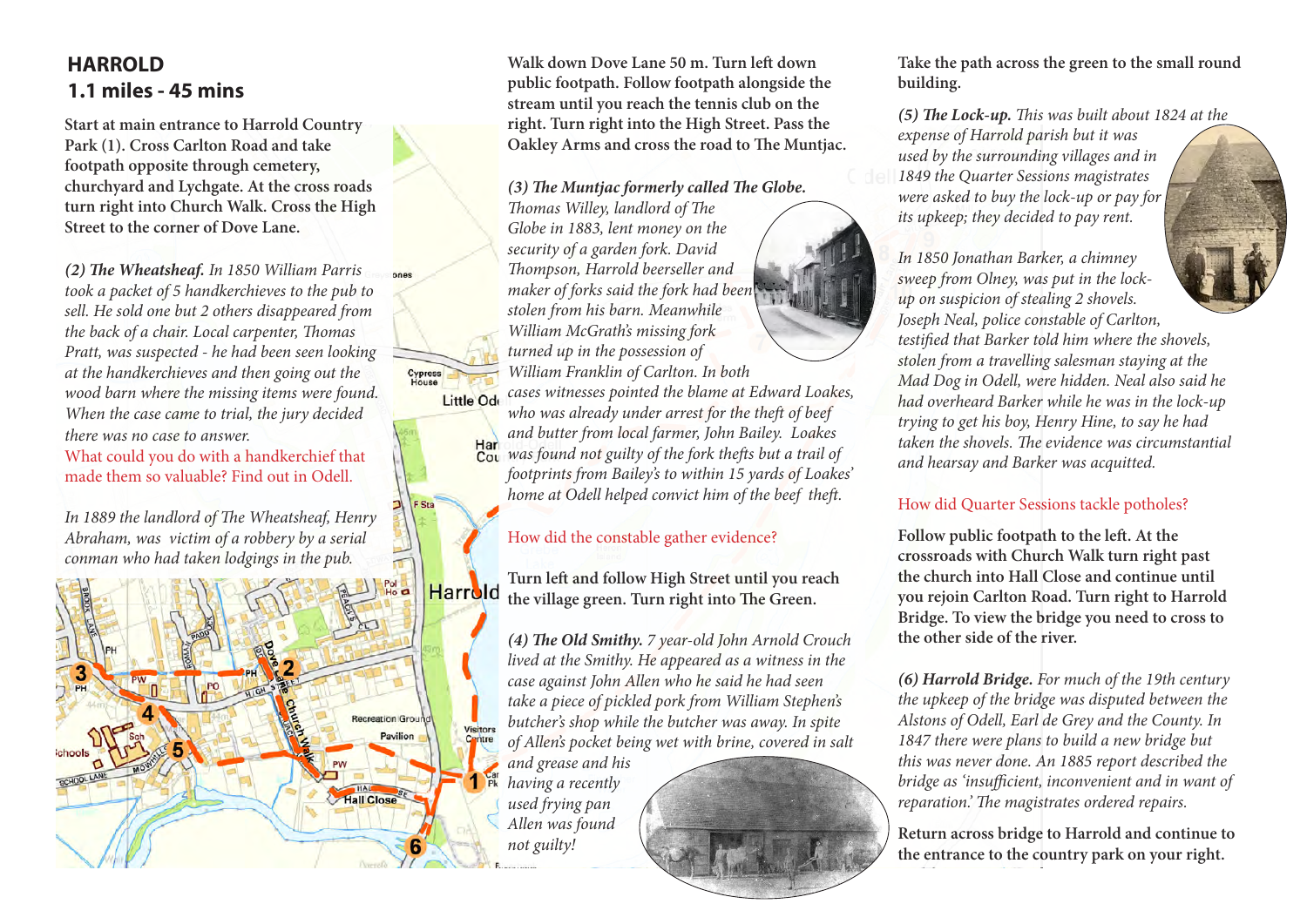## HARROLD
## 1.1 miles - 45 mins

**Start at main entrance to Harrold Country Park (1). Cross Carlton Road and take footpath opposite through cemetery, churchyard and Lychgate. At the cross roads turn right into Church Walk. Cross the High Street to the corner of Dove Lane.**

***(2) The Wheatsheaf.*** *In 1850 William Parris took a packet of 5 handkerchieves to the pub to sell. He sold one but 2 others disappeared from the back of a chair. Local carpenter, Thomas Pratt, was suspected - he had been seen looking at the handkerchieves and then going out the wood barn where the missing items were found. When the case came to trial, the jury decided there was no case to answer.*

What could you do with a handkerchief that made them so valuable? Find out in Odell.

*In 1889 the landlord of The Wheatsheaf, Henry Abraham, was victim of a robbery by a serial conman who had taken lodgings in the pub.*

**Walk down Dove Lane 50 m. Turn left down public footpath. Follow footpath alongside the stream until you reach the tennis club on the right. Turn right into the High Street. Pass the Oakley Arms and cross the road to The Muntjac.**

***(3) The Muntjac formerly called The Globe.*** *Thomas Willey, landlord of The Globe in 1883, lent money on the security of a garden fork. David Thompson, Harrold beerseller and maker of forks said the fork had been stolen from his barn. Meanwhile William McGrath's missing fork turned up in the possession of William Franklin of Carlton. In both cases witnesses pointed the blame at Edward Loakes, who was already under arrest for the theft of beef and butter from local farmer, John Bailey. Loakes was found not guilty of the fork thefts but a trail of footprints from Bailey's to within 15 yards of Loakes' home at Odell helped convict him of the beef theft.*

How did the constable gather evidence?

**Turn left and follow High Street until you reach the village green. Turn right into The Green.**

***(4) The Old Smithy.*** *7 year-old John Arnold Crouch lived at the Smithy. He appeared as a witness in the case against John Allen who he said he had seen take a piece of pickled pork from William Stephen's butcher's shop while the butcher was away. In spite of Allen's pocket being wet with brine, covered in salt and grease and his having a recently used frying pan Allen was found not guilty!*

**Take the path across the green to the small round building.**

***(5) The Lock-up.*** *This was built about 1824 at the expense of Harrold parish but it was used by the surrounding villages and in 1849 the Quarter Sessions magistrates were asked to buy the lock-up or pay for its upkeep; they decided to pay rent.*

*In 1850 Jonathan Barker, a chimney sweep from Olney, was put in the lock-up on suspicion of stealing 2 shovels. Joseph Neal, police constable of Carlton, testified that Barker told him where the shovels, stolen from a travelling salesman staying at the Mad Dog in Odell, were hidden. Neal also said he had overheard Barker while he was in the lock-up trying to get his boy, Henry Hine, to say he had taken the shovels. The evidence was circumstantial and hearsay and Barker was acquitted.*

How did Quarter Sessions tackle potholes?

**Follow public footpath to the left. At the crossroads with Church Walk turn right past the church into Hall Close and continue until you rejoin Carlton Road. Turn right to Harrold Bridge. To view the bridge you need to cross to the other side of the river.**

***(6) Harrold Bridge.*** *For much of the 19th century the upkeep of the bridge was disputed between the Alstons of Odell, Earl de Grey and the County. In 1847 there were plans to build a new bridge but this was never done. An 1885 report described the bridge as 'insufficient, inconvenient and in want of reparation.' The magistrates ordered repairs.*

**Return across bridge to Harrold and continue to the entrance to the country park on your right.**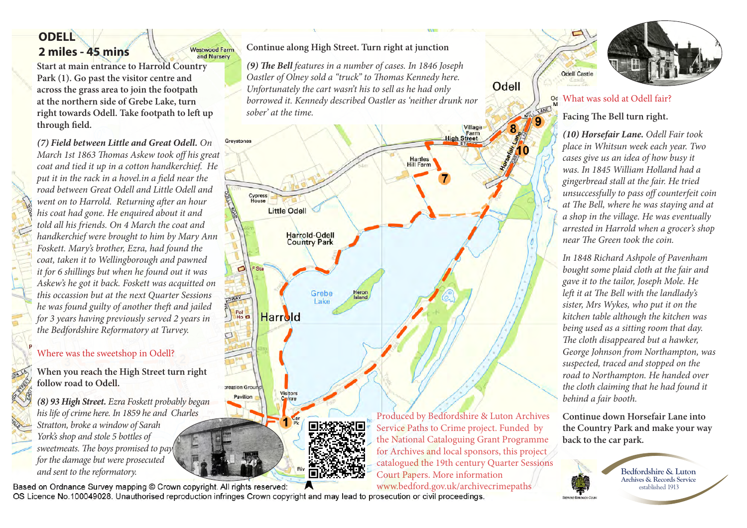## ODELL
## 2 miles - 45 mins

**Start at main entrance to Harrold Country Park (1). Go past the visitor centre and across the grass area to join the footpath at the northern side of Grebe Lake, turn right towards Odell. Take footpath to left up through field.**

***(7) Field between Little and Great Odell.*** *On March 1st 1863 Thomas Askew took off his great coat and tied it up in a cotton handkerchief. He put it in the rack in a hovel.in a field near the road between Great Odell and Little Odell and went on to Harrold. Returning after an hour his coat had gone. He enquired about it and told all his friends. On 4 March the coat and handkerchief were brought to him by Mary Ann Foskett. Mary's brother, Ezra, had found the coat, taken it to Wellingborough and pawned it for 6 shillings but when he found out it was Askew's he got it back. Foskett was acquitted on this occassion but at the next Quarter Sessions he was found guilty of another theft and jailed for 3 years having previously served 2 years in the Bedfordshire Reformatory at Turvey.*

Where was the sweetshop in Odell?

**When you reach the High Street turn right follow road to Odell.**

***(8) 93 High Street.*** *Ezra Foskett probably began his life of crime here. In 1859 he and Charles Stratton, broke a window of Sarah York's shop and stole 5 bottles of sweetmeats. The boys promised to pay for the damage but were prosecuted and sent to the reformatory.*

**Continue along High Street. Turn right at junction**

***(9) The Bell*** *features in a number of cases. In 1846 Joseph Oastler of Olney sold a "truck" to Thomas Kennedy here. Unfortunately the cart wasn't his to sell as he had only borrowed it. Kennedy described Oastler as 'neither drunk nor sober' at the time.*

What was sold at Odell fair?

**Facing The Bell turn right.**

***(10) Horsefair Lane.*** *Odell Fair took place in Whitsun week each year. Two cases give us an idea of how busy it was. In 1845 William Holland had a gingerbread stall at the fair. He tried unsuccessfully to pass off counterfeit coin at The Bell, where he was staying and at a shop in the village. He was eventually arrested in Harrold when a grocer's shop near The Green took the coin.*

*In 1848 Richard Ashpole of Pavenham bought some plaid cloth at the fair and gave it to the tailor, Joseph Mole. He left it at The Bell with the landlady's sister, Mrs Wykes, who put it on the kitchen table although the kitchen was being used as a sitting room that day. The cloth disappeared but a hawker, George Johnson from Northampton, was suspected, traced and stopped on the road to Northampton. He handed over the cloth claiming that he had found it behind a fair booth.*

**Continue down Horsefair Lane into the Country Park and make your way back to the car park.**

Produced by Bedfordshire & Luton Archives Service Paths to Crime project. Funded by the National Cataloguing Grant Programme for Archives and local sponsors, this project catalogued the 19th century Quarter Sessions Court Papers. More information www.bedford.gov.uk/archivecrimepaths

Bedfordshire & Luton Archives & Records Service established 1913

Based on Ordnance Survey mapping © Crown copyright. All rights reserved: OS Licence No.100049028. Unauthorised reproduction infringes Crown copyright and may lead to prosecution or civil proceedings.